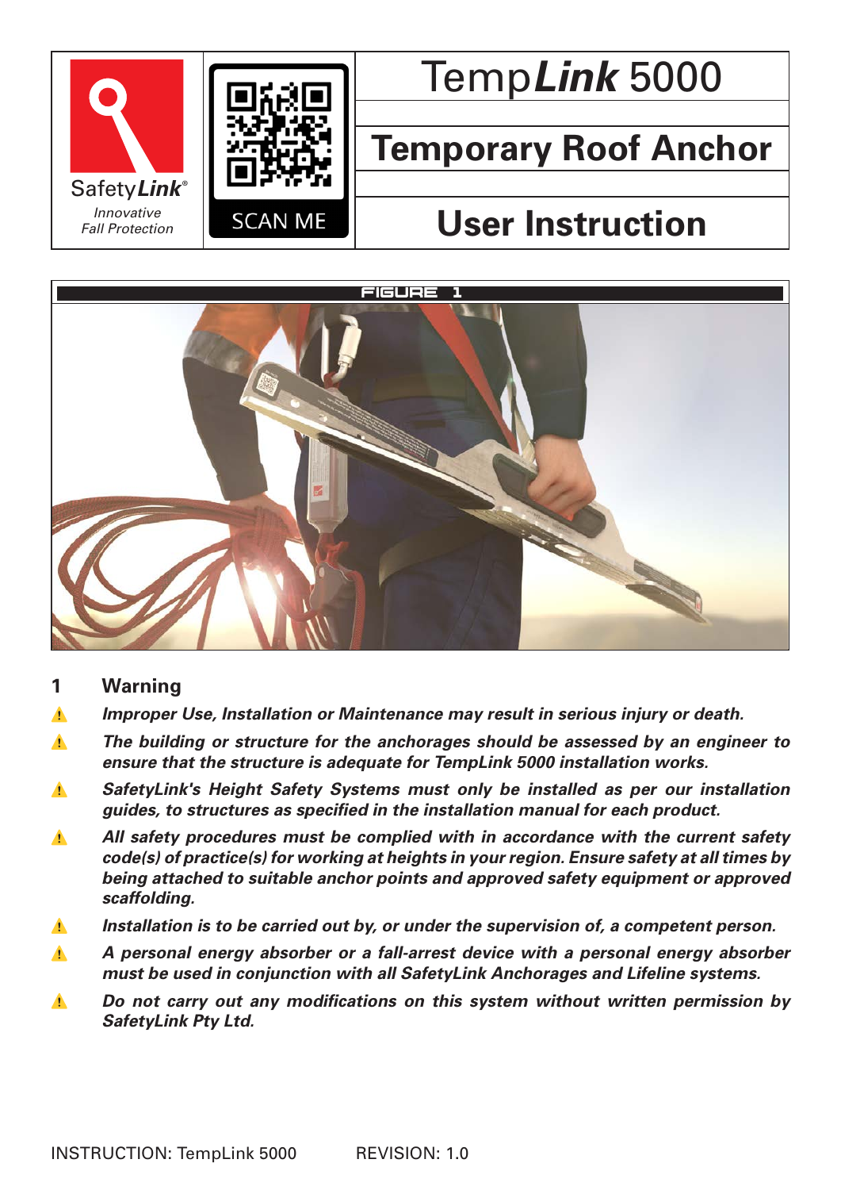SafetyLink®
*Innovative Fall Protection*

SCAN ME

# TempLink 5000

## Temporary Roof Anchor

## User Instruction

FIGURE 1

## 1 Warning

- ***Improper Use, Installation or Maintenance may result in serious injury or death.***
- ***The building or structure for the anchorages should be assessed by an engineer to ensure that the structure is adequate for TempLink 5000 installation works.***
- ***SafetyLink's Height Safety Systems must only be installed as per our installation guides, to structures as specified in the installation manual for each product.***
- ***All safety procedures must be complied with in accordance with the current safety code(s) of practice(s) for working at heights in your region. Ensure safety at all times by being attached to suitable anchor points and approved safety equipment or approved scaffolding.***
- ***Installation is to be carried out by, or under the supervision of, a competent person.***
- ***A personal energy absorber or a fall-arrest device with a personal energy absorber must be used in conjunction with all SafetyLink Anchorages and Lifeline systems.***
- ***Do not carry out any modifications on this system without written permission by SafetyLink Pty Ltd.***

INSTRUCTION: TempLink 5000 REVISION: 1.0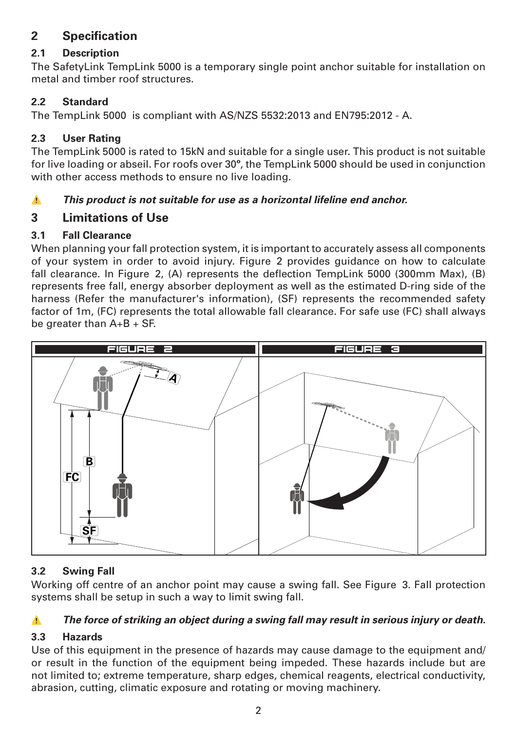## 2 Specification

### 2.1 Description

The SafetyLink TempLink 5000 is a temporary single point anchor suitable for installation on metal and timber roof structures.

### 2.2 Standard

The TempLink 5000 is compliant with AS/NZS 5532:2013 and EN795:2012 - A.

### 2.3 User Rating

The TempLink 5000 is rated to 15kN and suitable for a single user. This product is not suitable for live loading or abseil. For roofs over 30°, the TempLink 5000 should be used in conjunction with other access methods to ensure no live loading.

⚠ ***This product is not suitable for use as a horizontal lifeline end anchor.***

## 3 Limitations of Use

### 3.1 Fall Clearance

When planning your fall protection system, it is important to accurately assess all components of your system in order to avoid injury. Figure 2 provides guidance on how to calculate fall clearance. In Figure 2, (A) represents the deflection TempLink 5000 (300mm Max), (B) represents free fall, energy absorber deployment as well as the estimated D-ring side of the harness (Refer the manufacturer's information), (SF) represents the recommended safety factor of 1m, (FC) represents the total allowable fall clearance. For safe use (FC) shall always be greater than A+B + SF.

FIGURE 2

FIGURE 3

### 3.2 Swing Fall

Working off centre of an anchor point may cause a swing fall. See Figure 3. Fall protection systems shall be setup in such a way to limit swing fall.

⚠ ***The force of striking an object during a swing fall may result in serious injury or death.***

### 3.3 Hazards

Use of this equipment in the presence of hazards may cause damage to the equipment and/or result in the function of the equipment being impeded. These hazards include but are not limited to; extreme temperature, sharp edges, chemical reagents, electrical conductivity, abrasion, cutting, climatic exposure and rotating or moving machinery.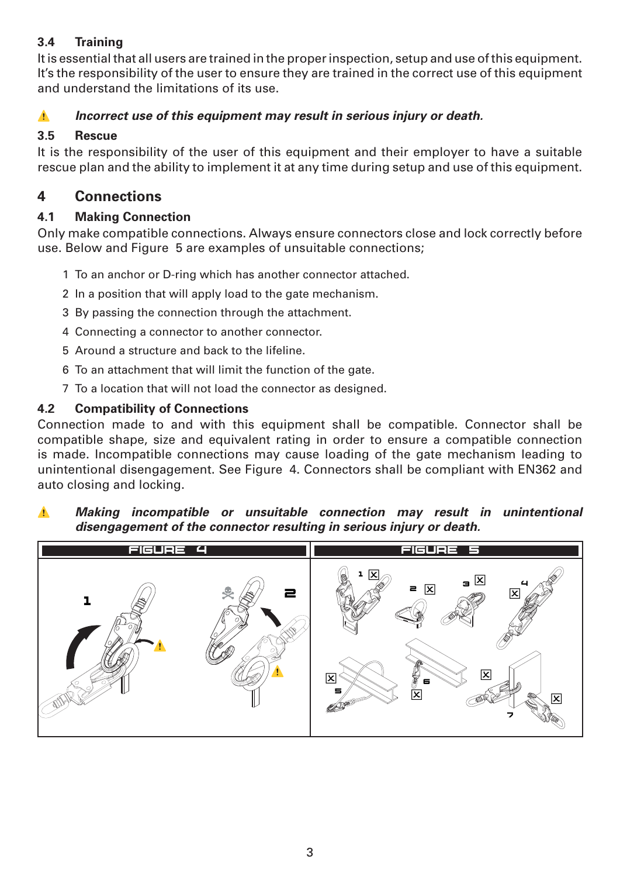### 3.4 Training

It is essential that all users are trained in the proper inspection, setup and use of this equipment. It's the responsibility of the user to ensure they are trained in the correct use of this equipment and understand the limitations of its use.

⚠ ***Incorrect use of this equipment may result in serious injury or death.***

### 3.5 Rescue

It is the responsibility of the user of this equipment and their employer to have a suitable rescue plan and the ability to implement it at any time during setup and use of this equipment.

## 4 Connections

### 4.1 Making Connection

Only make compatible connections. Always ensure connectors close and lock correctly before use. Below and Figure 5 are examples of unsuitable connections;

1. To an anchor or D-ring which has another connector attached.
2. In a position that will apply load to the gate mechanism.
3. By passing the connection through the attachment.
4. Connecting a connector to another connector.
5. Around a structure and back to the lifeline.
6. To an attachment that will limit the function of the gate.
7. To a location that will not load the connector as designed.

### 4.2 Compatibility of Connections

Connection made to and with this equipment shall be compatible. Connector shall be compatible shape, size and equivalent rating in order to ensure a compatible connection is made. Incompatible connections may cause loading of the gate mechanism leading to unintentional disengagement. See Figure 4. Connectors shall be compliant with EN362 and auto closing and locking.

⚠ ***Making incompatible or unsuitable connection may result in unintentional disengagement of the connector resulting in serious injury or death.***

FIGURE 4

FIGURE 5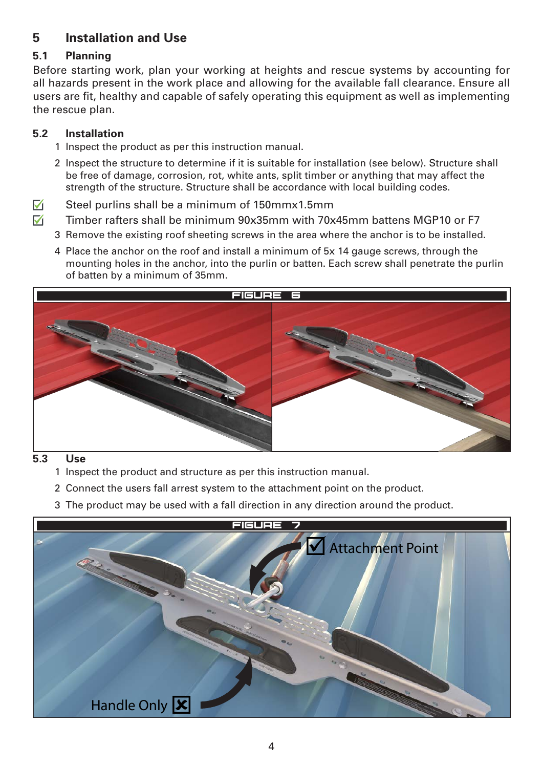# 5 Installation and Use

## 5.1 Planning

Before starting work, plan your working at heights and rescue systems by accounting for all hazards present in the work place and allowing for the available fall clearance. Ensure all users are fit, healthy and capable of safely operating this equipment as well as implementing the rescue plan.

## 5.2 Installation

1. Inspect the product as per this instruction manual.
2. Inspect the structure to determine if it is suitable for installation (see below). Structure shall be free of damage, corrosion, rot, white ants, split timber or anything that may affect the strength of the structure. Structure shall be accordance with local building codes.

- ☑ Steel purlins shall be a minimum of 150mmx1.5mm
- ☑ Timber rafters shall be minimum 90x35mm with 70x45mm battens MGP10 or F7

3. Remove the existing roof sheeting screws in the area where the anchor is to be installed.
4. Place the anchor on the roof and install a minimum of 5x 14 gauge screws, through the mounting holes in the anchor, into the purlin or batten. Each screw shall penetrate the purlin of batten by a minimum of 35mm.

FIGURE 6

## 5.3 Use

1. Inspect the product and structure as per this instruction manual.
2. Connect the users fall arrest system to the attachment point on the product.
3. The product may be used with a fall direction in any direction around the product.

FIGURE 7

☑ Attachment Point

Handle Only ☒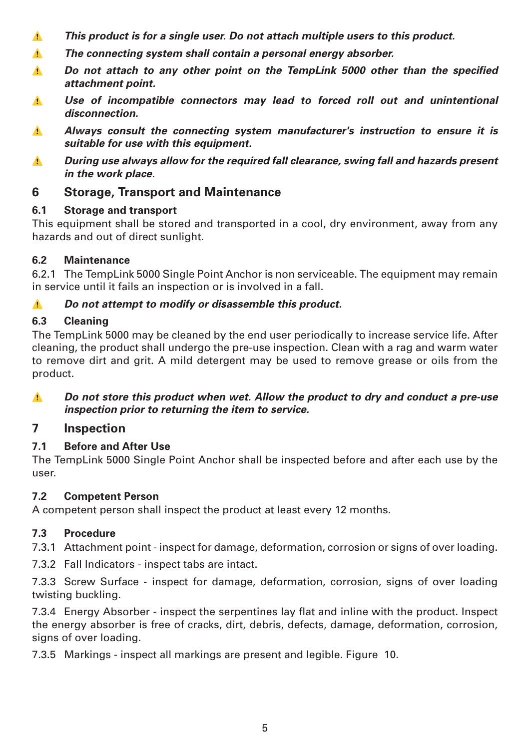⚠ ***This product is for a single user. Do not attach multiple users to this product.***

⚠ ***The connecting system shall contain a personal energy absorber.***

⚠ ***Do not attach to any other point on the TempLink 5000 other than the specified attachment point.***

⚠ ***Use of incompatible connectors may lead to forced roll out and unintentional disconnection.***

⚠ ***Always consult the connecting system manufacturer's instruction to ensure it is suitable for use with this equipment.***

⚠ ***During use always allow for the required fall clearance, swing fall and hazards present in the work place.***

## 6 Storage, Transport and Maintenance

### 6.1 Storage and transport

This equipment shall be stored and transported in a cool, dry environment, away from any hazards and out of direct sunlight.

### 6.2 Maintenance

6.2.1 The TempLink 5000 Single Point Anchor is non serviceable. The equipment may remain in service until it fails an inspection or is involved in a fall.

⚠ ***Do not attempt to modify or disassemble this product.***

### 6.3 Cleaning

The TempLink 5000 may be cleaned by the end user periodically to increase service life. After cleaning, the product shall undergo the pre-use inspection. Clean with a rag and warm water to remove dirt and grit. A mild detergent may be used to remove grease or oils from the product.

⚠ ***Do not store this product when wet. Allow the product to dry and conduct a pre-use inspection prior to returning the item to service.***

## 7 Inspection

### 7.1 Before and After Use

The TempLink 5000 Single Point Anchor shall be inspected before and after each use by the user.

### 7.2 Competent Person

A competent person shall inspect the product at least every 12 months.

### 7.3 Procedure

7.3.1 Attachment point - inspect for damage, deformation, corrosion or signs of over loading.

7.3.2 Fall Indicators - inspect tabs are intact.

7.3.3 Screw Surface - inspect for damage, deformation, corrosion, signs of over loading twisting buckling.

7.3.4 Energy Absorber - inspect the serpentines lay flat and inline with the product. Inspect the energy absorber is free of cracks, dirt, debris, defects, damage, deformation, corrosion, signs of over loading.

7.3.5 Markings - inspect all markings are present and legible. Figure 10.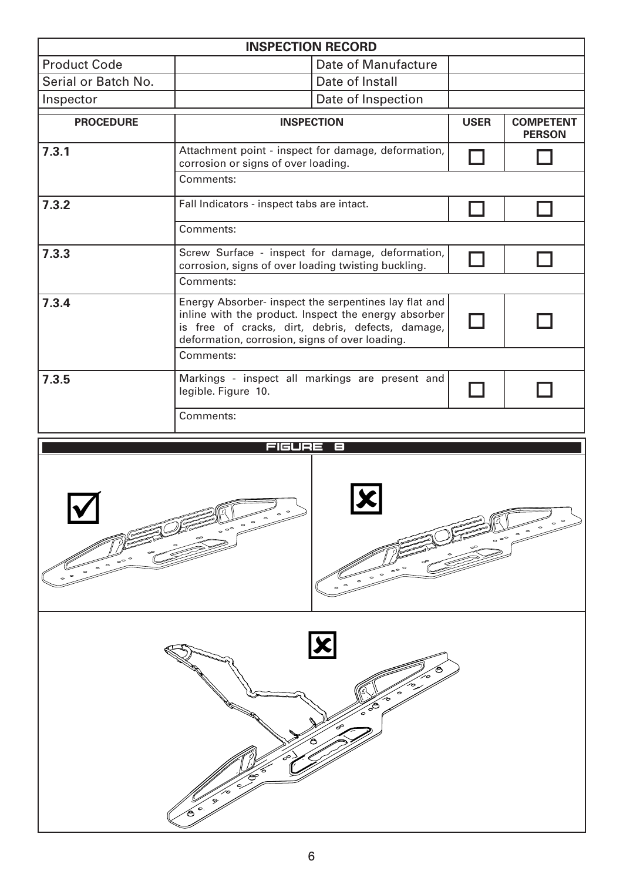| INSPECTION RECORD | | | |
|---|---|---|---|
| Product Code | | Date of Manufacture | |
| Serial or Batch No. | | Date of Install | |
| Inspector | | Date of Inspection | |

| PROCEDURE | INSPECTION | USER | COMPETENT PERSON |
|---|---|---|---|
| **7.3.1** | Attachment point - inspect for damage, deformation, corrosion or signs of over loading. | ☐ | ☐ |
| | Comments: | | |
| **7.3.2** | Fall Indicators - inspect tabs are intact. | ☐ | ☐ |
| | Comments: | | |
| **7.3.3** | Screw Surface - inspect for damage, deformation, corrosion, signs of over loading twisting buckling. | ☐ | ☐ |
| | Comments: | | |
| **7.3.4** | Energy Absorber- inspect the serpentines lay flat and inline with the product. Inspect the energy absorber is free of cracks, dirt, debris, defects, damage, deformation, corrosion, signs of over loading. | ☐ | ☐ |
| | Comments: | | |
| **7.3.5** | Markings - inspect all markings are present and legible. Figure 10. | ☐ | ☐ |
| | Comments: | | |

FIGURE 8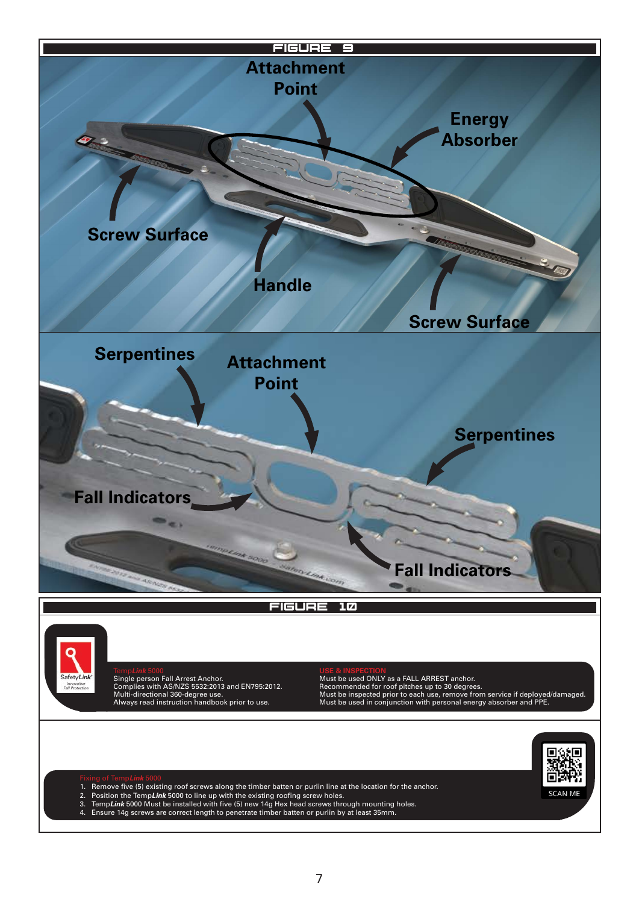## FIGURE 9

Attachment Point

Energy Absorber

Screw Surface

Handle

Screw Surface

Serpentines

Attachment Point

Serpentines

Fall Indicators

Fall Indicators

## FIGURE 10

**Temp*Link* 5000**
Single person Fall Arrest Anchor.
Complies with AS/NZS 5532:2013 and EN795:2012.
Multi-directional 360-degree use.
Always read instruction handbook prior to use.

**USE & INSPECTION**
Must be used ONLY as a FALL ARREST anchor.
Recommended for roof pitches up to 30 degrees.
Must be inspected prior to each use, remove from service if deployed/damaged.
Must be used in conjunction with personal energy absorber and PPE.

**Fixing of Temp*Link* 5000**

1. Remove five (5) existing roof screws along the timber batten or purlin line at the location for the anchor.
2. Position the Temp*Link* 5000 to line up with the existing roofing screw holes.
3. Temp*Link* 5000 Must be installed with five (5) new 14g Hex head screws through mounting holes.
4. Ensure 14g screws are correct length to penetrate timber batten or purlin by at least 35mm.

SCAN ME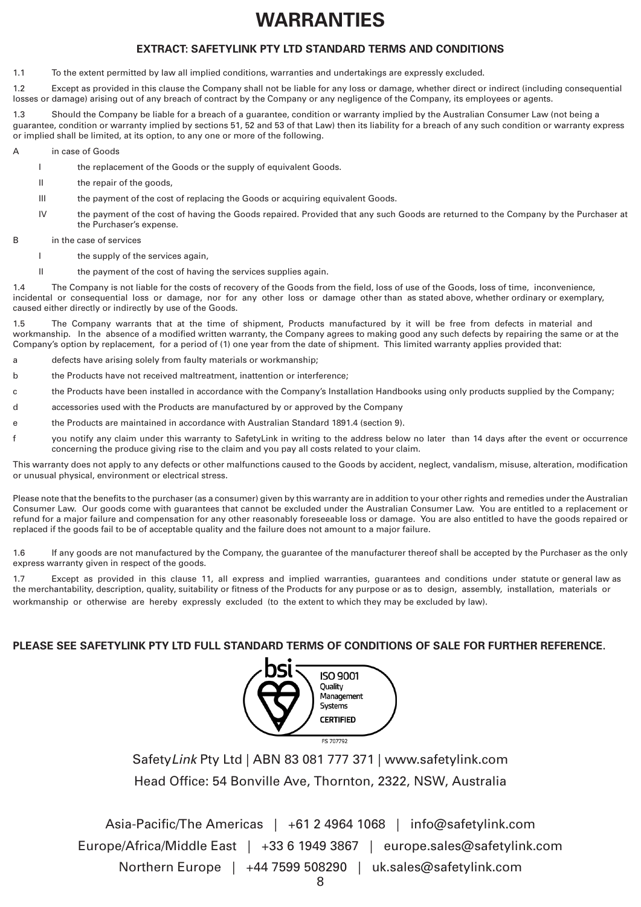# WARRANTIES

### EXTRACT: SAFETYLINK PTY LTD STANDARD TERMS AND CONDITIONS

1.1 To the extent permitted by law all implied conditions, warranties and undertakings are expressly excluded.

1.2 Except as provided in this clause the Company shall not be liable for any loss or damage, whether direct or indirect (including consequential losses or damage) arising out of any breach of contract by the Company or any negligence of the Company, its employees or agents.

1.3 Should the Company be liable for a breach of a guarantee, condition or warranty implied by the Australian Consumer Law (not being a guarantee, condition or warranty implied by sections 51, 52 and 53 of that Law) then its liability for a breach of any such condition or warranty express or implied shall be limited, at its option, to any one or more of the following.

A in case of Goods

- I the replacement of the Goods or the supply of equivalent Goods.
- II the repair of the goods,
- III the payment of the cost of replacing the Goods or acquiring equivalent Goods.
- IV the payment of the cost of having the Goods repaired. Provided that any such Goods are returned to the Company by the Purchaser at the Purchaser's expense.

B in the case of services

- I the supply of the services again,
- II the payment of the cost of having the services supplies again.

1.4 The Company is not liable for the costs of recovery of the Goods from the field, loss of use of the Goods, loss of time, inconvenience, incidental or consequential loss or damage, nor for any other loss or damage other than as stated above, whether ordinary or exemplary, caused either directly or indirectly by use of the Goods.

1.5 The Company warrants that at the time of shipment, Products manufactured by it will be free from defects in material and workmanship. In the absence of a modified written warranty, the Company agrees to making good any such defects by repairing the same or at the Company's option by replacement, for a period of (1) one year from the date of shipment. This limited warranty applies provided that:

- a defects have arising solely from faulty materials or workmanship;
- b the Products have not received maltreatment, inattention or interference;
- c the Products have been installed in accordance with the Company's Installation Handbooks using only products supplied by the Company;
- d accessories used with the Products are manufactured by or approved by the Company
- e the Products are maintained in accordance with Australian Standard 1891.4 (section 9).
- f you notify any claim under this warranty to SafetyLink in writing to the address below no later than 14 days after the event or occurrence concerning the produce giving rise to the claim and you pay all costs related to your claim.

This warranty does not apply to any defects or other malfunctions caused to the Goods by accident, neglect, vandalism, misuse, alteration, modification or unusual physical, environment or electrical stress.

Please note that the benefits to the purchaser (as a consumer) given by this warranty are in addition to your other rights and remedies under the Australian Consumer Law. Our goods come with guarantees that cannot be excluded under the Australian Consumer Law. You are entitled to a replacement or refund for a major failure and compensation for any other reasonably foreseeable loss or damage. You are also entitled to have the goods repaired or replaced if the goods fail to be of acceptable quality and the failure does not amount to a major failure.

1.6 If any goods are not manufactured by the Company, the guarantee of the manufacturer thereof shall be accepted by the Purchaser as the only express warranty given in respect of the goods.

1.7 Except as provided in this clause 11, all express and implied warranties, guarantees and conditions under statute or general law as the merchantability, description, quality, suitability or fitness of the Products for any purpose or as to design, assembly, installation, materials or workmanship or otherwise are hereby expressly excluded (to the extent to which they may be excluded by law).

**PLEASE SEE SAFETYLINK PTY LTD FULL STANDARD TERMS OF CONDITIONS OF SALE FOR FURTHER REFERENCE.**

bsi ISO 9001 Quality Management Systems CERTIFIED

FS 707792

Safety*Link* Pty Ltd | ABN 83 081 777 371 | www.safetylink.com

Head Office: 54 Bonville Ave, Thornton, 2322, NSW, Australia

Asia-Pacific/The Americas | +61 2 4964 1068 | info@safetylink.com

Europe/Africa/Middle East | +33 6 1949 3867 | europe.sales@safetylink.com

Northern Europe | +44 7599 508290 | uk.sales@safetylink.com